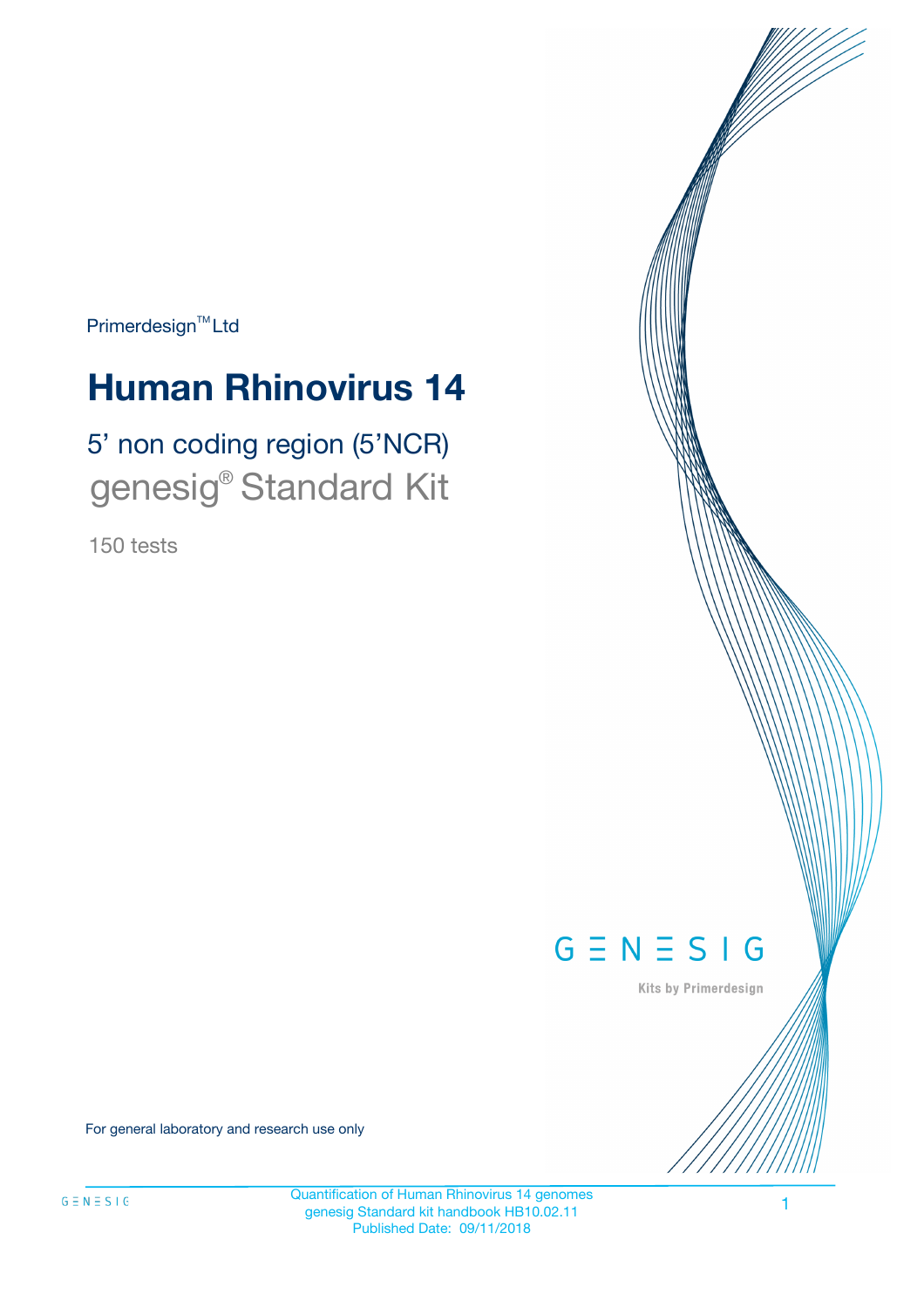Primerdesign™ Ltd

# Human Rhinovirus 14

## 5' non coding region (5'NCR)

## genesig® Standard Kit

150 tests

GENESIG

Kits by Primerdesign

For general laboratory and research use only

Quantification of Human Rhinovirus 14 genomes
genesig Standard kit handbook HB10.02.11
Published Date: 09/11/2018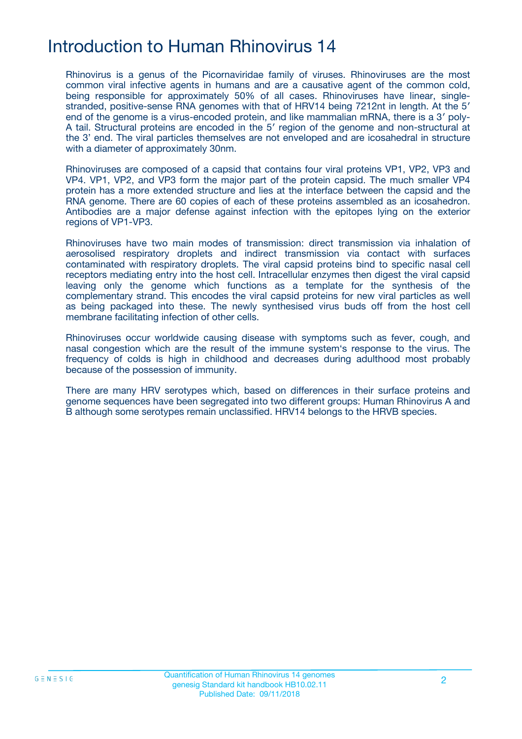# Introduction to Human Rhinovirus 14

Rhinovirus is a genus of the Picornaviridae family of viruses. Rhinoviruses are the most common viral infective agents in humans and are a causative agent of the common cold, being responsible for approximately 50% of all cases. Rhinoviruses have linear, single-stranded, positive-sense RNA genomes with that of HRV14 being 7212nt in length. At the 5′ end of the genome is a virus-encoded protein, and like mammalian mRNA, there is a 3′ poly-A tail. Structural proteins are encoded in the 5′ region of the genome and non-structural at the 3' end. The viral particles themselves are not enveloped and are icosahedral in structure with a diameter of approximately 30nm.

Rhinoviruses are composed of a capsid that contains four viral proteins VP1, VP2, VP3 and VP4. VP1, VP2, and VP3 form the major part of the protein capsid. The much smaller VP4 protein has a more extended structure and lies at the interface between the capsid and the RNA genome. There are 60 copies of each of these proteins assembled as an icosahedron. Antibodies are a major defense against infection with the epitopes lying on the exterior regions of VP1-VP3.

Rhinoviruses have two main modes of transmission: direct transmission via inhalation of aerosolised respiratory droplets and indirect transmission via contact with surfaces contaminated with respiratory droplets. The viral capsid proteins bind to specific nasal cell receptors mediating entry into the host cell. Intracellular enzymes then digest the viral capsid leaving only the genome which functions as a template for the synthesis of the complementary strand. This encodes the viral capsid proteins for new viral particles as well as being packaged into these. The newly synthesised virus buds off from the host cell membrane facilitating infection of other cells.

Rhinoviruses occur worldwide causing disease with symptoms such as fever, cough, and nasal congestion which are the result of the immune system's response to the virus. The frequency of colds is high in childhood and decreases during adulthood most probably because of the possession of immunity.

There are many HRV serotypes which, based on differences in their surface proteins and genome sequences have been segregated into two different groups: Human Rhinovirus A and B although some serotypes remain unclassified. HRV14 belongs to the HRVB species.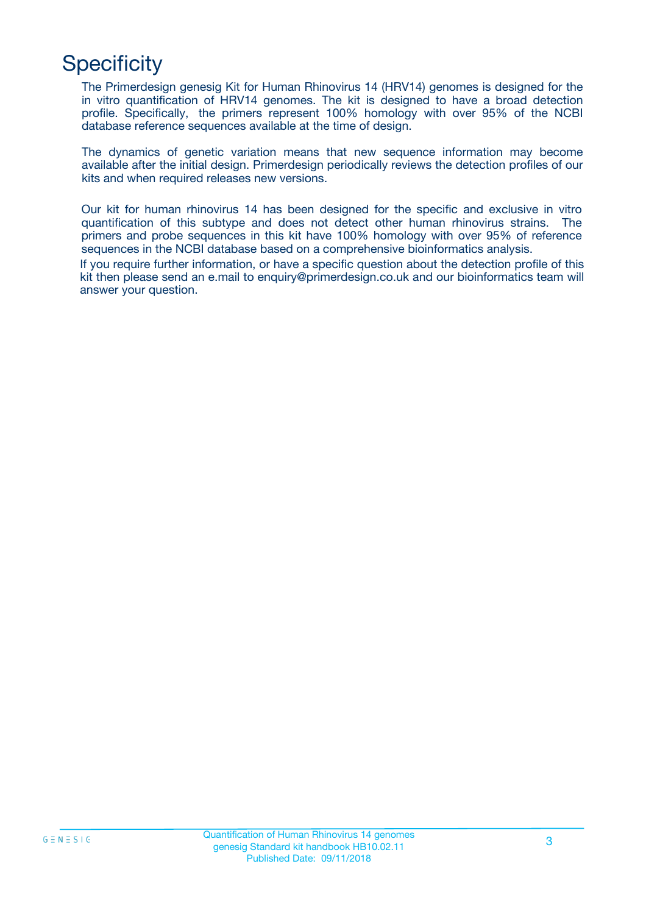# Specificity

The Primerdesign genesig Kit for Human Rhinovirus 14 (HRV14) genomes is designed for the in vitro quantification of HRV14 genomes. The kit is designed to have a broad detection profile. Specifically, the primers represent 100% homology with over 95% of the NCBI database reference sequences available at the time of design.

The dynamics of genetic variation means that new sequence information may become available after the initial design. Primerdesign periodically reviews the detection profiles of our kits and when required releases new versions.

Our kit for human rhinovirus 14 has been designed for the specific and exclusive in vitro quantification of this subtype and does not detect other human rhinovirus strains. The primers and probe sequences in this kit have 100% homology with over 95% of reference sequences in the NCBI database based on a comprehensive bioinformatics analysis.

If you require further information, or have a specific question about the detection profile of this kit then please send an e.mail to enquiry@primerdesign.co.uk and our bioinformatics team will answer your question.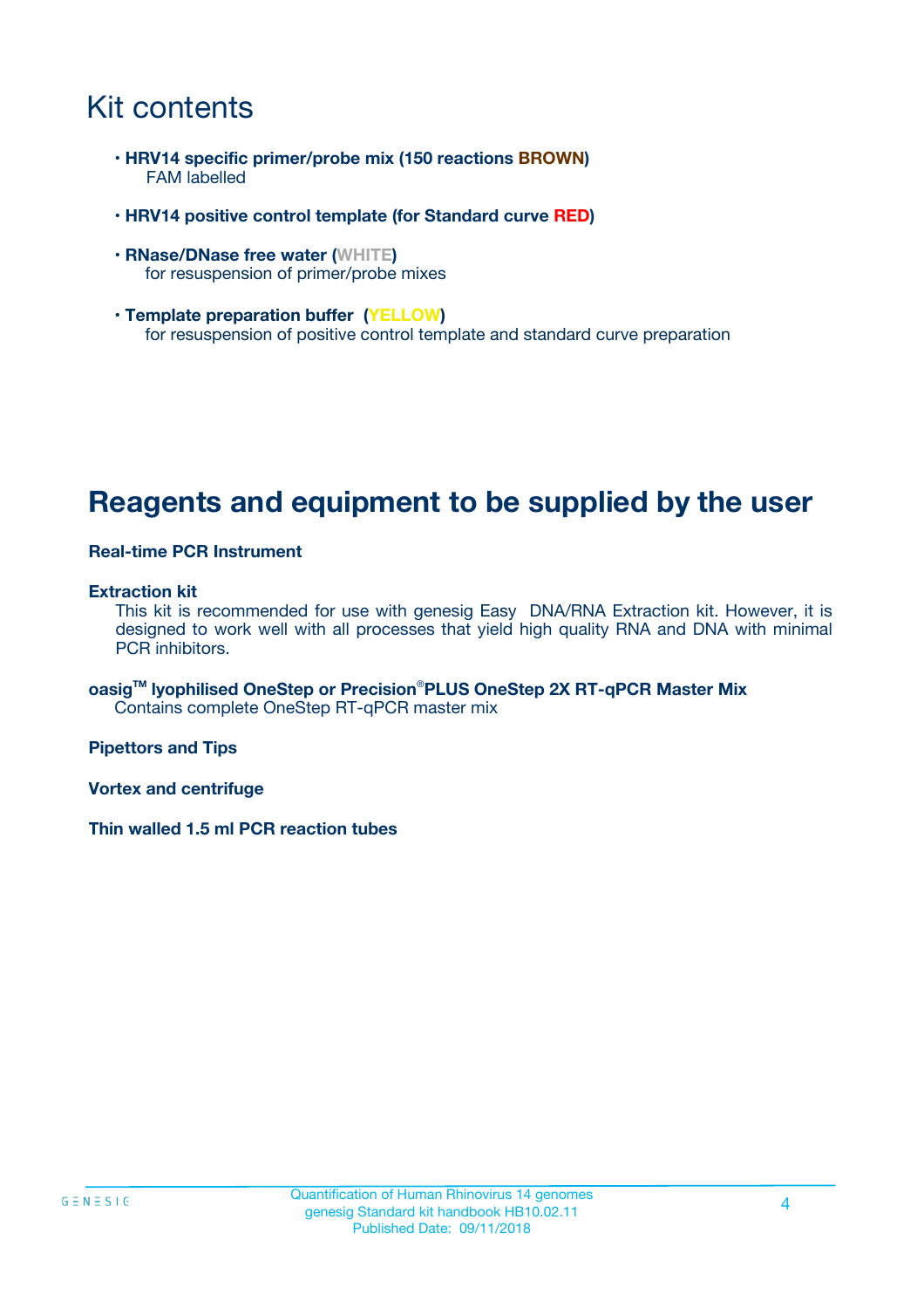# Kit contents

- **HRV14 specific primer/probe mix (150 reactions BROWN)**
  FAM labelled
- **HRV14 positive control template (for Standard curve RED)**
- **RNase/DNase free water (WHITE)**
  for resuspension of primer/probe mixes
- **Template preparation buffer (YELLOW)**
  for resuspension of positive control template and standard curve preparation

# Reagents and equipment to be supplied by the user

**Real-time PCR Instrument**

**Extraction kit**
This kit is recommended for use with genesig Easy DNA/RNA Extraction kit. However, it is designed to work well with all processes that yield high quality RNA and DNA with minimal PCR inhibitors.

**oasig™ lyophilised OneStep or Precision®PLUS OneStep 2X RT-qPCR Master Mix**
Contains complete OneStep RT-qPCR master mix

**Pipettors and Tips**

**Vortex and centrifuge**

**Thin walled 1.5 ml PCR reaction tubes**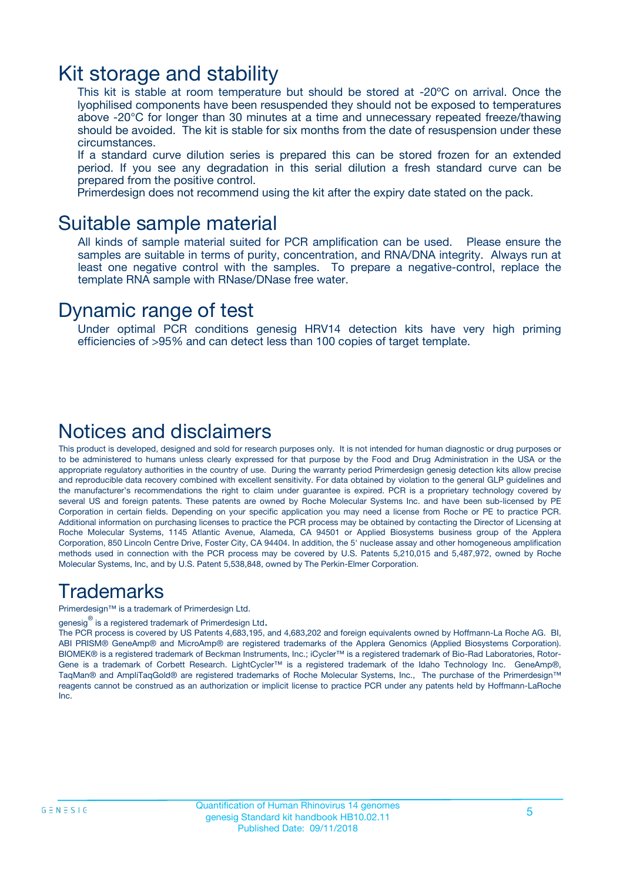# Kit storage and stability

This kit is stable at room temperature but should be stored at -20ºC on arrival. Once the lyophilised components have been resuspended they should not be exposed to temperatures above -20°C for longer than 30 minutes at a time and unnecessary repeated freeze/thawing should be avoided. The kit is stable for six months from the date of resuspension under these circumstances.

If a standard curve dilution series is prepared this can be stored frozen for an extended period. If you see any degradation in this serial dilution a fresh standard curve can be prepared from the positive control.

Primerdesign does not recommend using the kit after the expiry date stated on the pack.

# Suitable sample material

All kinds of sample material suited for PCR amplification can be used. Please ensure the samples are suitable in terms of purity, concentration, and RNA/DNA integrity. Always run at least one negative control with the samples. To prepare a negative-control, replace the template RNA sample with RNase/DNase free water.

# Dynamic range of test

Under optimal PCR conditions genesig HRV14 detection kits have very high priming efficiencies of >95% and can detect less than 100 copies of target template.

# Notices and disclaimers

This product is developed, designed and sold for research purposes only. It is not intended for human diagnostic or drug purposes or to be administered to humans unless clearly expressed for that purpose by the Food and Drug Administration in the USA or the appropriate regulatory authorities in the country of use. During the warranty period Primerdesign genesig detection kits allow precise and reproducible data recovery combined with excellent sensitivity. For data obtained by violation to the general GLP guidelines and the manufacturer's recommendations the right to claim under guarantee is expired. PCR is a proprietary technology covered by several US and foreign patents. These patents are owned by Roche Molecular Systems Inc. and have been sub-licensed by PE Corporation in certain fields. Depending on your specific application you may need a license from Roche or PE to practice PCR. Additional information on purchasing licenses to practice the PCR process may be obtained by contacting the Director of Licensing at Roche Molecular Systems, 1145 Atlantic Avenue, Alameda, CA 94501 or Applied Biosystems business group of the Applera Corporation, 850 Lincoln Centre Drive, Foster City, CA 94404. In addition, the 5' nuclease assay and other homogeneous amplification methods used in connection with the PCR process may be covered by U.S. Patents 5,210,015 and 5,487,972, owned by Roche Molecular Systems, Inc, and by U.S. Patent 5,538,848, owned by The Perkin-Elmer Corporation.

# Trademarks

Primerdesign™ is a trademark of Primerdesign Ltd.

genesig® is a registered trademark of Primerdesign Ltd.

The PCR process is covered by US Patents 4,683,195, and 4,683,202 and foreign equivalents owned by Hoffmann-La Roche AG. BI, ABI PRISM® GeneAmp® and MicroAmp® are registered trademarks of the Applera Genomics (Applied Biosystems Corporation). BIOMEK® is a registered trademark of Beckman Instruments, Inc.; iCycler™ is a registered trademark of Bio-Rad Laboratories, Rotor-Gene is a trademark of Corbett Research. LightCycler™ is a registered trademark of the Idaho Technology Inc. GeneAmp®, TaqMan® and AmpliTaqGold® are registered trademarks of Roche Molecular Systems, Inc., The purchase of the Primerdesign™ reagents cannot be construed as an authorization or implicit license to practice PCR under any patents held by Hoffmann-LaRoche Inc.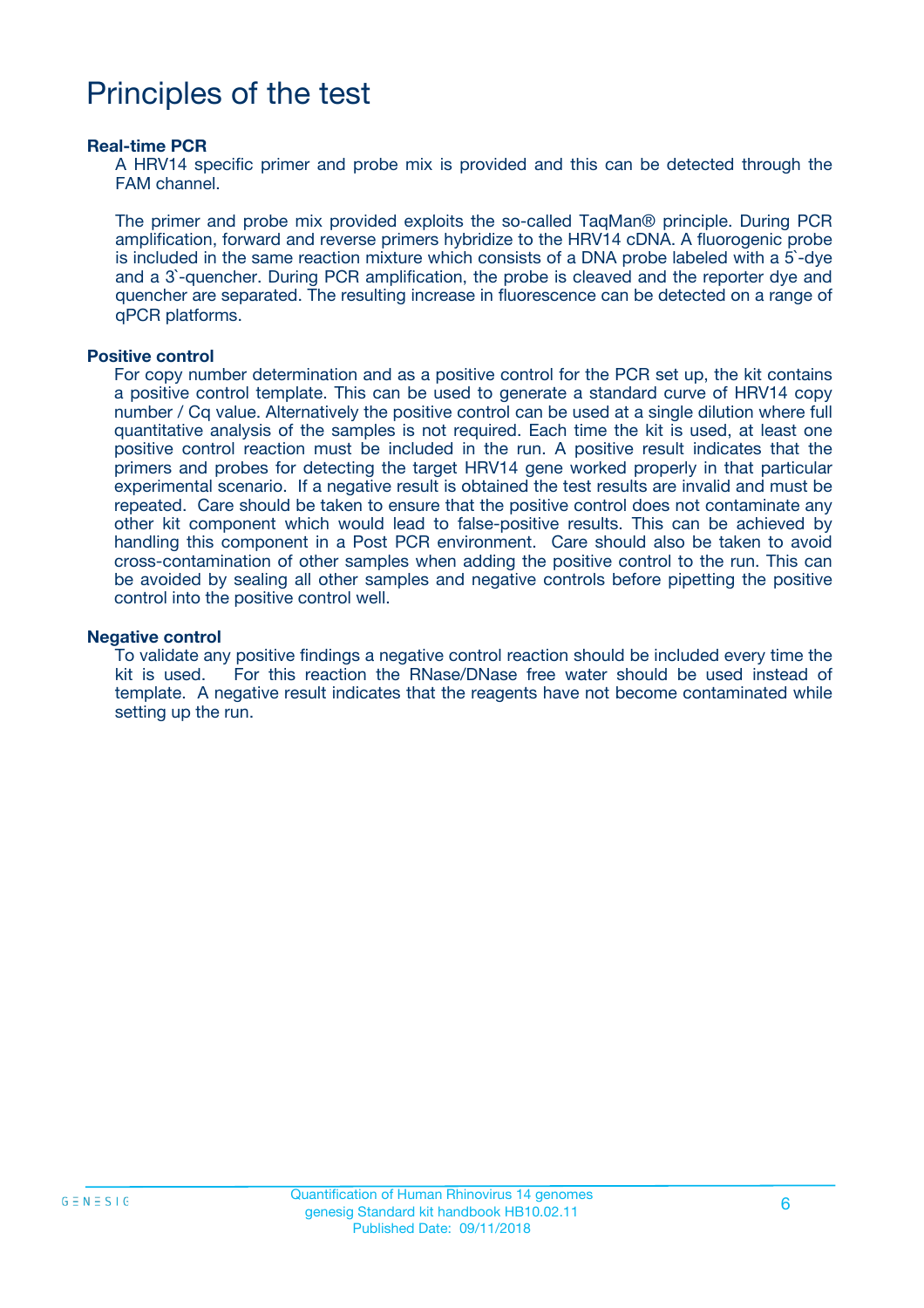# Principles of the test

### Real-time PCR

A HRV14 specific primer and probe mix is provided and this can be detected through the FAM channel.

The primer and probe mix provided exploits the so-called TaqMan® principle. During PCR amplification, forward and reverse primers hybridize to the HRV14 cDNA. A fluorogenic probe is included in the same reaction mixture which consists of a DNA probe labeled with a 5`-dye and a 3`-quencher. During PCR amplification, the probe is cleaved and the reporter dye and quencher are separated. The resulting increase in fluorescence can be detected on a range of qPCR platforms.

### Positive control

For copy number determination and as a positive control for the PCR set up, the kit contains a positive control template. This can be used to generate a standard curve of HRV14 copy number / Cq value. Alternatively the positive control can be used at a single dilution where full quantitative analysis of the samples is not required. Each time the kit is used, at least one positive control reaction must be included in the run. A positive result indicates that the primers and probes for detecting the target HRV14 gene worked properly in that particular experimental scenario. If a negative result is obtained the test results are invalid and must be repeated. Care should be taken to ensure that the positive control does not contaminate any other kit component which would lead to false-positive results. This can be achieved by handling this component in a Post PCR environment. Care should also be taken to avoid cross-contamination of other samples when adding the positive control to the run. This can be avoided by sealing all other samples and negative controls before pipetting the positive control into the positive control well.

### Negative control

To validate any positive findings a negative control reaction should be included every time the kit is used. For this reaction the RNase/DNase free water should be used instead of template. A negative result indicates that the reagents have not become contaminated while setting up the run.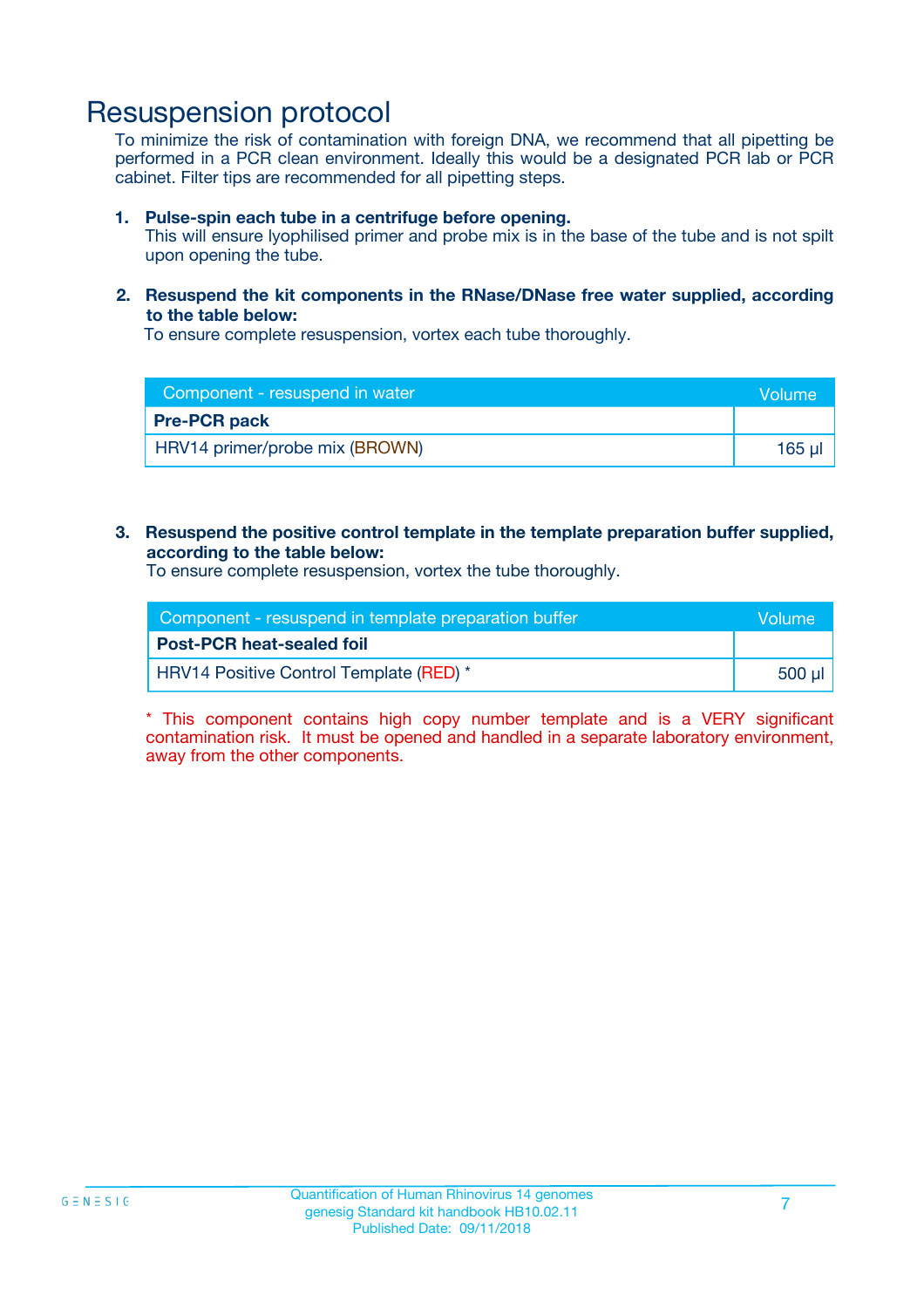# Resuspension protocol

To minimize the risk of contamination with foreign DNA, we recommend that all pipetting be performed in a PCR clean environment. Ideally this would be a designated PCR lab or PCR cabinet. Filter tips are recommended for all pipetting steps.

1. **Pulse-spin each tube in a centrifuge before opening.**
   This will ensure lyophilised primer and probe mix is in the base of the tube and is not spilt upon opening the tube.

2. **Resuspend the kit components in the RNase/DNase free water supplied, according to the table below:**
   To ensure complete resuspension, vortex each tube thoroughly.

| Component - resuspend in water | Volume |
|---|---|
| **Pre-PCR pack** | |
| HRV14 primer/probe mix (BROWN) | 165 µl |

3. **Resuspend the positive control template in the template preparation buffer supplied, according to the table below:**
   To ensure complete resuspension, vortex the tube thoroughly.

| Component - resuspend in template preparation buffer | Volume |
|---|---|
| **Post-PCR heat-sealed foil** | |
| HRV14 Positive Control Template (RED) * | 500 µl |

* This component contains high copy number template and is a VERY significant contamination risk. It must be opened and handled in a separate laboratory environment, away from the other components.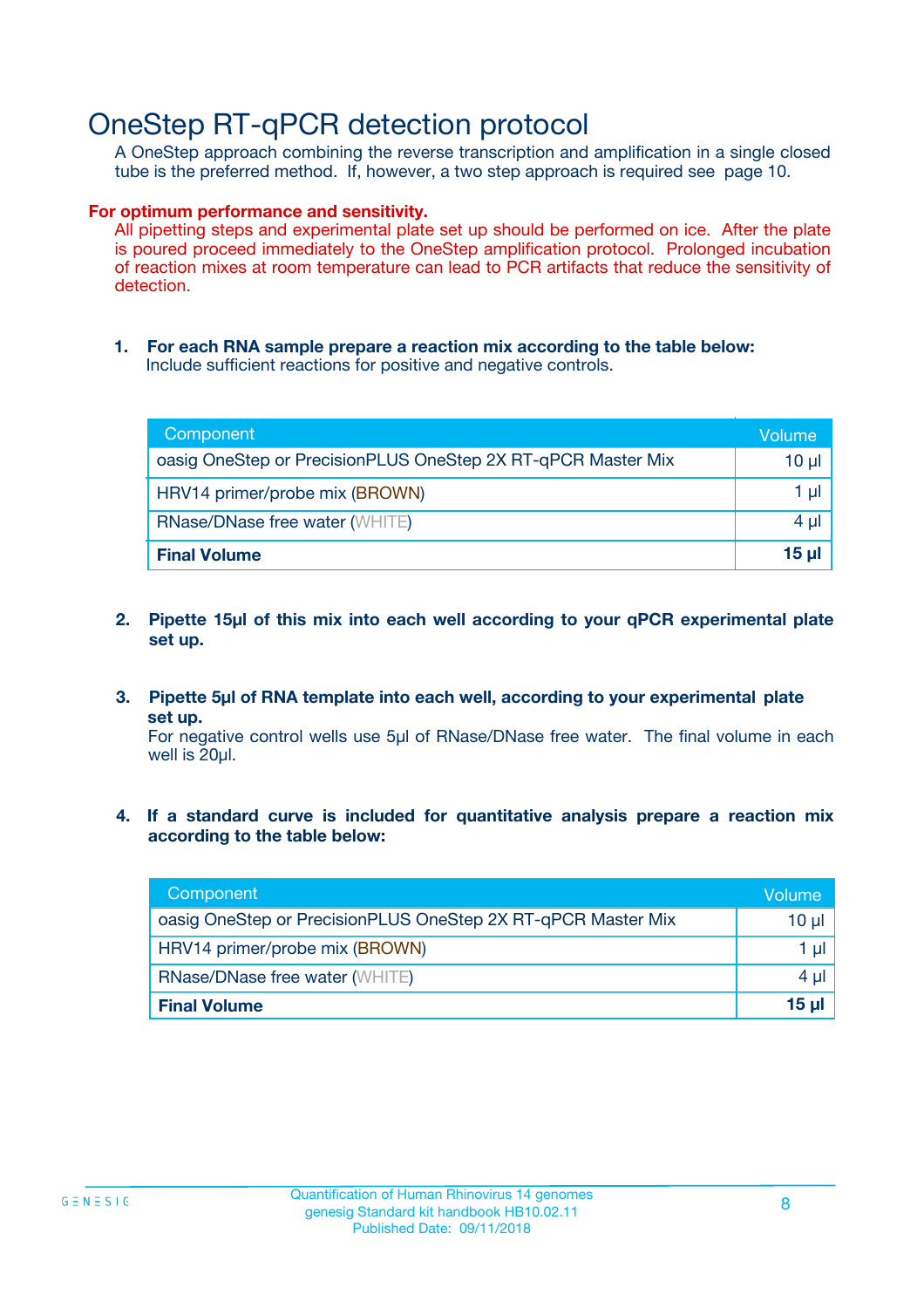# OneStep RT-qPCR detection protocol

A OneStep approach combining the reverse transcription and amplification in a single closed tube is the preferred method. If, however, a two step approach is required see page 10.

**For optimum performance and sensitivity.**

All pipetting steps and experimental plate set up should be performed on ice. After the plate is poured proceed immediately to the OneStep amplification protocol. Prolonged incubation of reaction mixes at room temperature can lead to PCR artifacts that reduce the sensitivity of detection.

1. **For each RNA sample prepare a reaction mix according to the table below:**
   Include sufficient reactions for positive and negative controls.

| Component | Volume |
|---|---|
| oasig OneStep or PrecisionPLUS OneStep 2X RT-qPCR Master Mix | 10 µl |
| HRV14 primer/probe mix (BROWN) | 1 µl |
| RNase/DNase free water (WHITE) | 4 µl |
| **Final Volume** | **15 µl** |

2. **Pipette 15µl of this mix into each well according to your qPCR experimental plate set up.**

3. **Pipette 5µl of RNA template into each well, according to your experimental plate set up.**
   For negative control wells use 5µl of RNase/DNase free water. The final volume in each well is 20µl.

4. **If a standard curve is included for quantitative analysis prepare a reaction mix according to the table below:**

| Component | Volume |
|---|---|
| oasig OneStep or PrecisionPLUS OneStep 2X RT-qPCR Master Mix | 10 µl |
| HRV14 primer/probe mix (BROWN) | 1 µl |
| RNase/DNase free water (WHITE) | 4 µl |
| **Final Volume** | **15 µl** |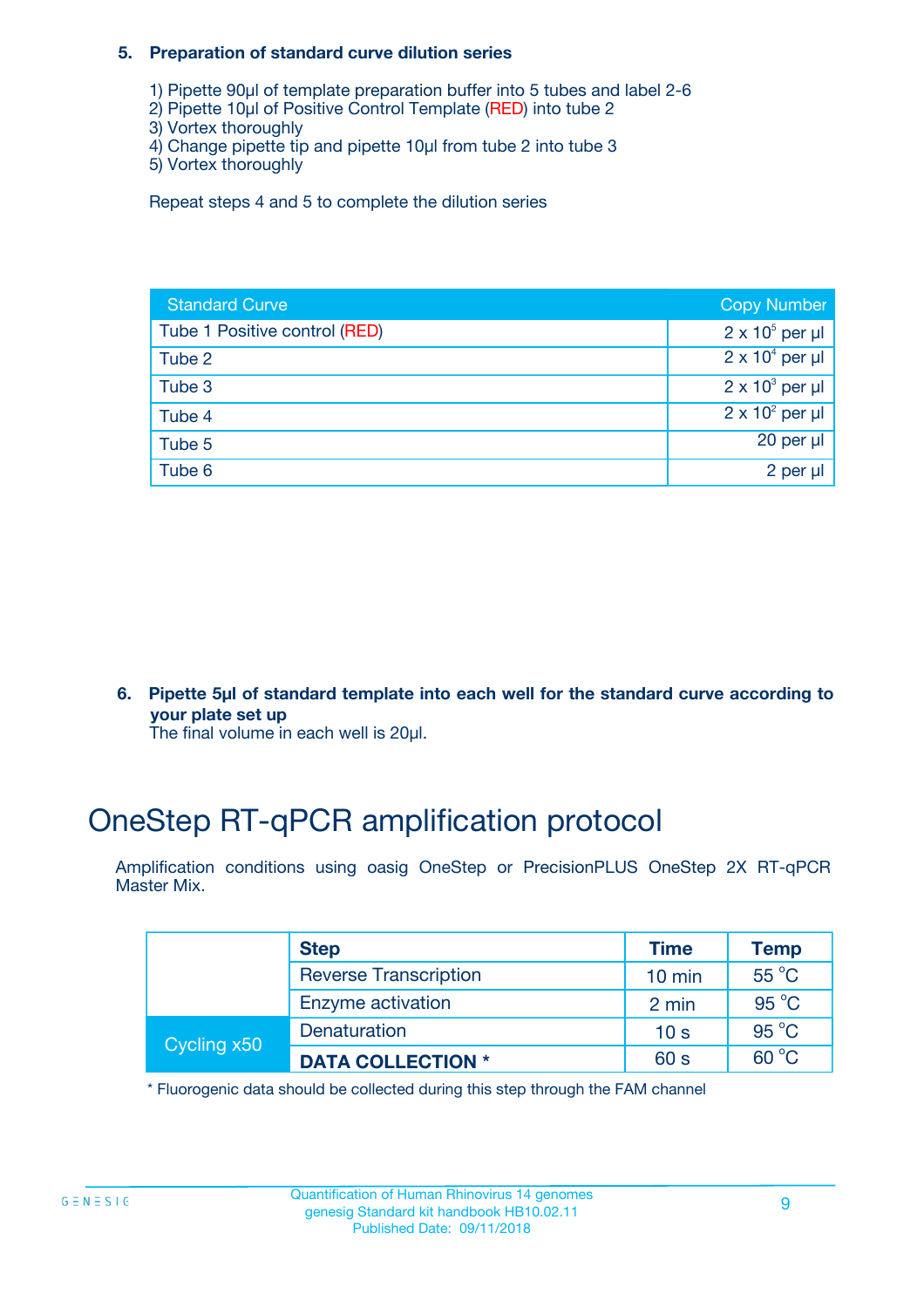**5. Preparation of standard curve dilution series**

1) Pipette 90µl of template preparation buffer into 5 tubes and label 2-6
2) Pipette 10µl of Positive Control Template (RED) into tube 2
3) Vortex thoroughly
4) Change pipette tip and pipette 10µl from tube 2 into tube 3
5) Vortex thoroughly

Repeat steps 4 and 5 to complete the dilution series

| Standard Curve | Copy Number |
|---|---|
| Tube 1 Positive control (RED) | $2 \times 10^5$ per µl |
| Tube 2 | $2 \times 10^4$ per µl |
| Tube 3 | $2 \times 10^3$ per µl |
| Tube 4 | $2 \times 10^2$ per µl |
| Tube 5 | 20 per µl |
| Tube 6 | 2 per µl |

**6. Pipette 5µl of standard template into each well for the standard curve according to your plate set up**

The final volume in each well is 20µl.

# OneStep RT-qPCR amplification protocol

Amplification conditions using oasig OneStep or PrecisionPLUS OneStep 2X RT-qPCR Master Mix.

| | Step | Time | Temp |
|---|---|---|---|
| | Reverse Transcription | 10 min | 55 °C |
| | Enzyme activation | 2 min | 95 °C |
| Cycling x50 | Denaturation | 10 s | 95 °C |
| | **DATA COLLECTION *** | 60 s | 60 °C |

* Fluorogenic data should be collected during this step through the FAM channel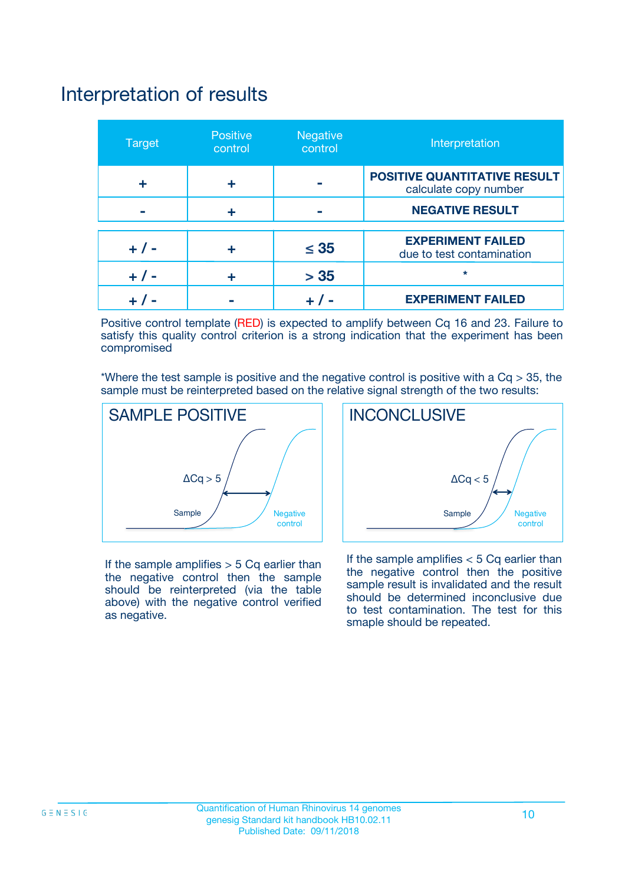# Interpretation of results

| Target | Positive control | Negative control | Interpretation |
|---|---|---|---|
| + | + | - | **POSITIVE QUANTITATIVE RESULT** calculate copy number |
| - | + | - | **NEGATIVE RESULT** |
| + / - | + | ≤ 35 | **EXPERIMENT FAILED** due to test contamination |
| + / - | + | > 35 | * |
| + / - | - | + / - | **EXPERIMENT FAILED** |

Positive control template (RED) is expected to amplify between Cq 16 and 23. Failure to satisfy this quality control criterion is a strong indication that the experiment has been compromised

*Where the test sample is positive and the negative control is positive with a Cq > 35, the sample must be reinterpreted based on the relative signal strength of the two results:

SAMPLE POSITIVE

ΔCq > 5

Sample

Negative control

If the sample amplifies > 5 Cq earlier than the negative control then the sample should be reinterpreted (via the table above) with the negative control verified as negative.

INCONCLUSIVE

ΔCq < 5

Sample

Negative control

If the sample amplifies < 5 Cq earlier than the negative control then the positive sample result is invalidated and the result should be determined inconclusive due to test contamination. The test for this smaple should be repeated.